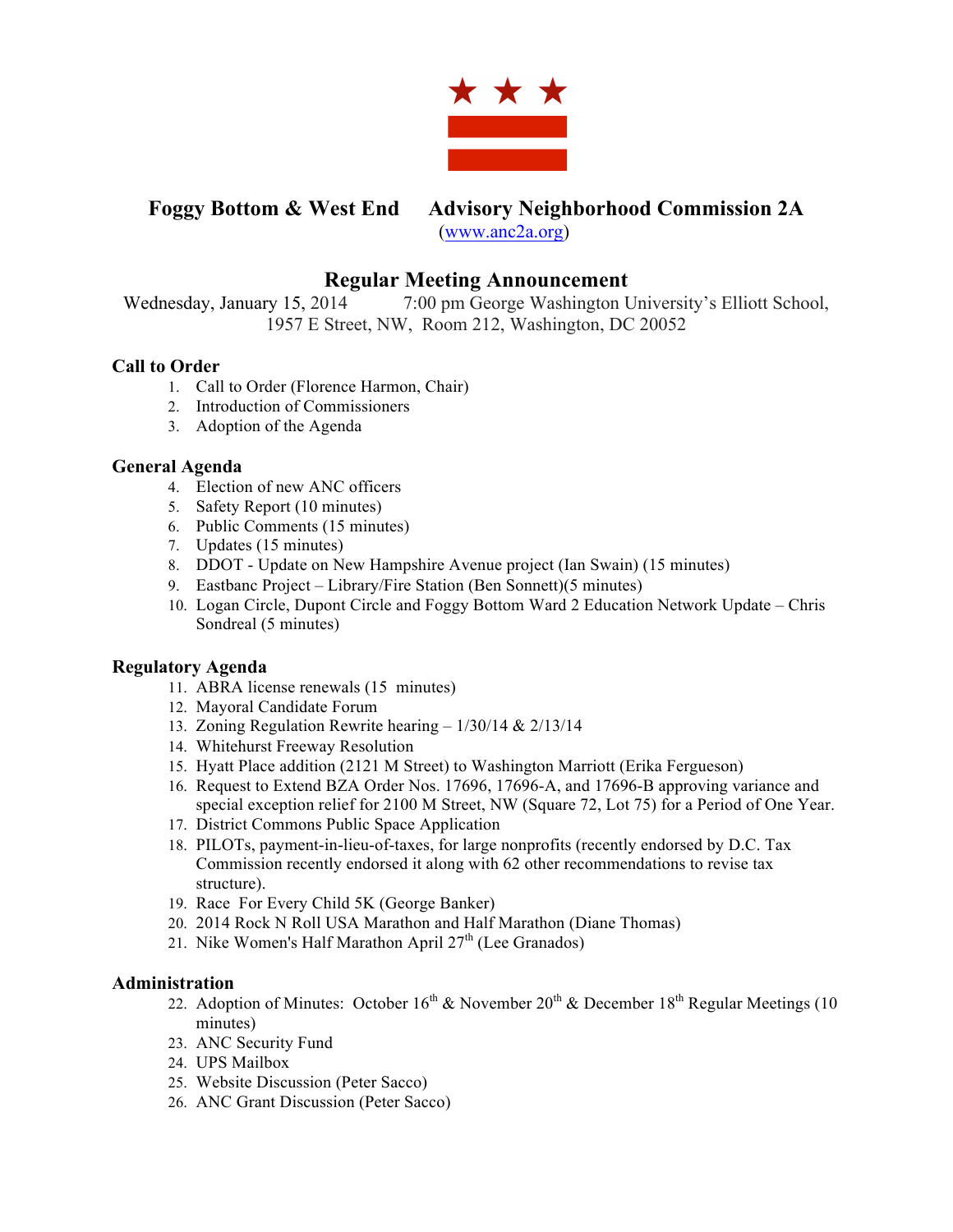# Foggy Bottom & West End Advisory Neighborhood Commission 2A

(www.anc2a.org)

## Regular Meeting Announcement

Wednesday, January 15, 2014 7:00 pm George Washington University's Elliott School, 1957 E Street, NW, Room 212, Washington, DC 20052

### Call to Order

1. Call to Order (Florence Harmon, Chair)
2. Introduction of Commissioners
3. Adoption of the Agenda

### General Agenda

4. Election of new ANC officers
5. Safety Report (10 minutes)
6. Public Comments (15 minutes)
7. Updates (15 minutes)
8. DDOT - Update on New Hampshire Avenue project (Ian Swain) (15 minutes)
9. Eastbanc Project – Library/Fire Station (Ben Sonnett)(5 minutes)
10. Logan Circle, Dupont Circle and Foggy Bottom Ward 2 Education Network Update – Chris Sondreal (5 minutes)

### Regulatory Agenda

11. ABRA license renewals (15 minutes)
12. Mayoral Candidate Forum
13. Zoning Regulation Rewrite hearing – 1/30/14 & 2/13/14
14. Whitehurst Freeway Resolution
15. Hyatt Place addition (2121 M Street) to Washington Marriott (Erika Fergueson)
16. Request to Extend BZA Order Nos. 17696, 17696-A, and 17696-B approving variance and special exception relief for 2100 M Street, NW (Square 72, Lot 75) for a Period of One Year.
17. District Commons Public Space Application
18. PILOTs, payment-in-lieu-of-taxes, for large nonprofits (recently endorsed by D.C. Tax Commission recently endorsed it along with 62 other recommendations to revise tax structure).
19. Race For Every Child 5K (George Banker)
20. 2014 Rock N Roll USA Marathon and Half Marathon (Diane Thomas)
21. Nike Women's Half Marathon April 27th (Lee Granados)

### Administration

22. Adoption of Minutes: October 16th & November 20th & December 18th Regular Meetings (10 minutes)
23. ANC Security Fund
24. UPS Mailbox
25. Website Discussion (Peter Sacco)
26. ANC Grant Discussion (Peter Sacco)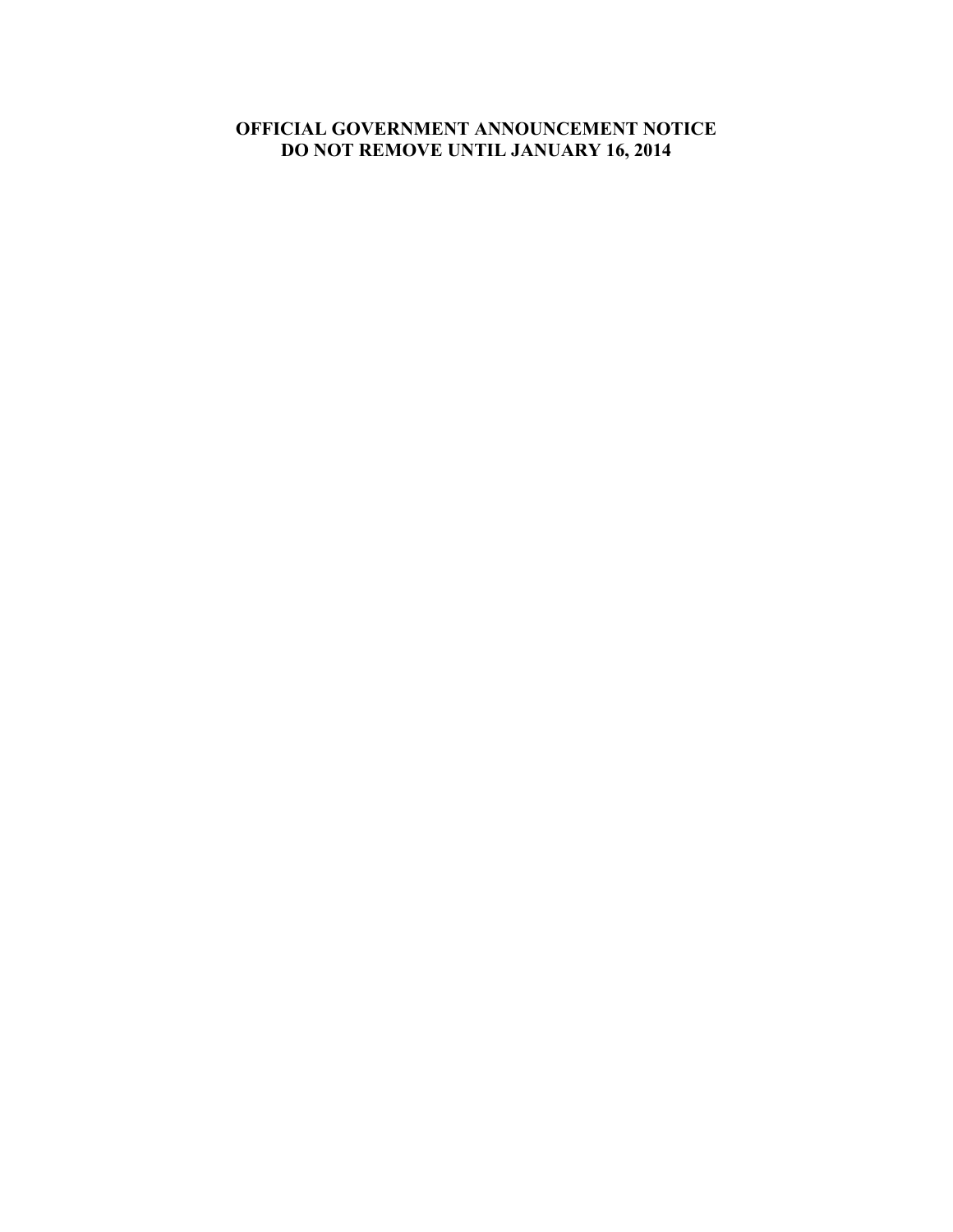**OFFICIAL GOVERNMENT ANNOUNCEMENT NOTICE**
**DO NOT REMOVE UNTIL JANUARY 16, 2014**